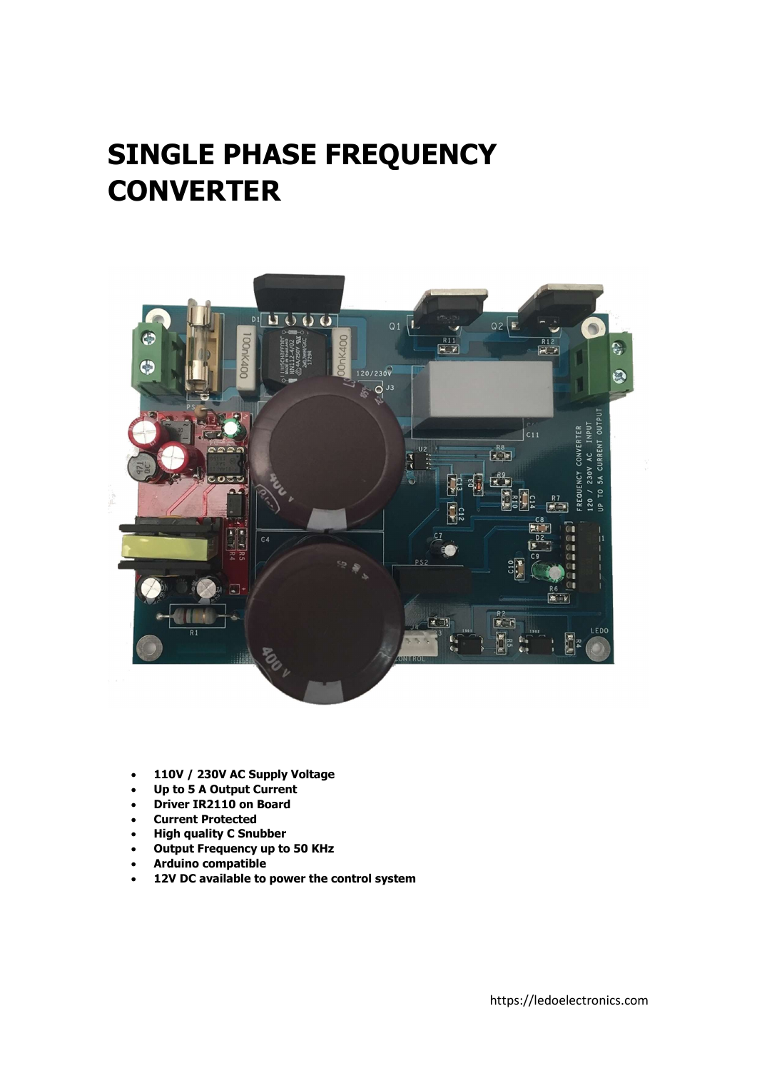# SINGLE PHASE FREQUENCY CONVERTER

- **110V / 230V AC Supply Voltage**
- **Up to 5 A Output Current**
- **Driver IR2110 on Board**
- **Current Protected**
- **High quality C Snubber**
- **Output Frequency up to 50 KHz**
- **Arduino compatible**
- **12V DC available to power the control system**

https://ledoelectronics.com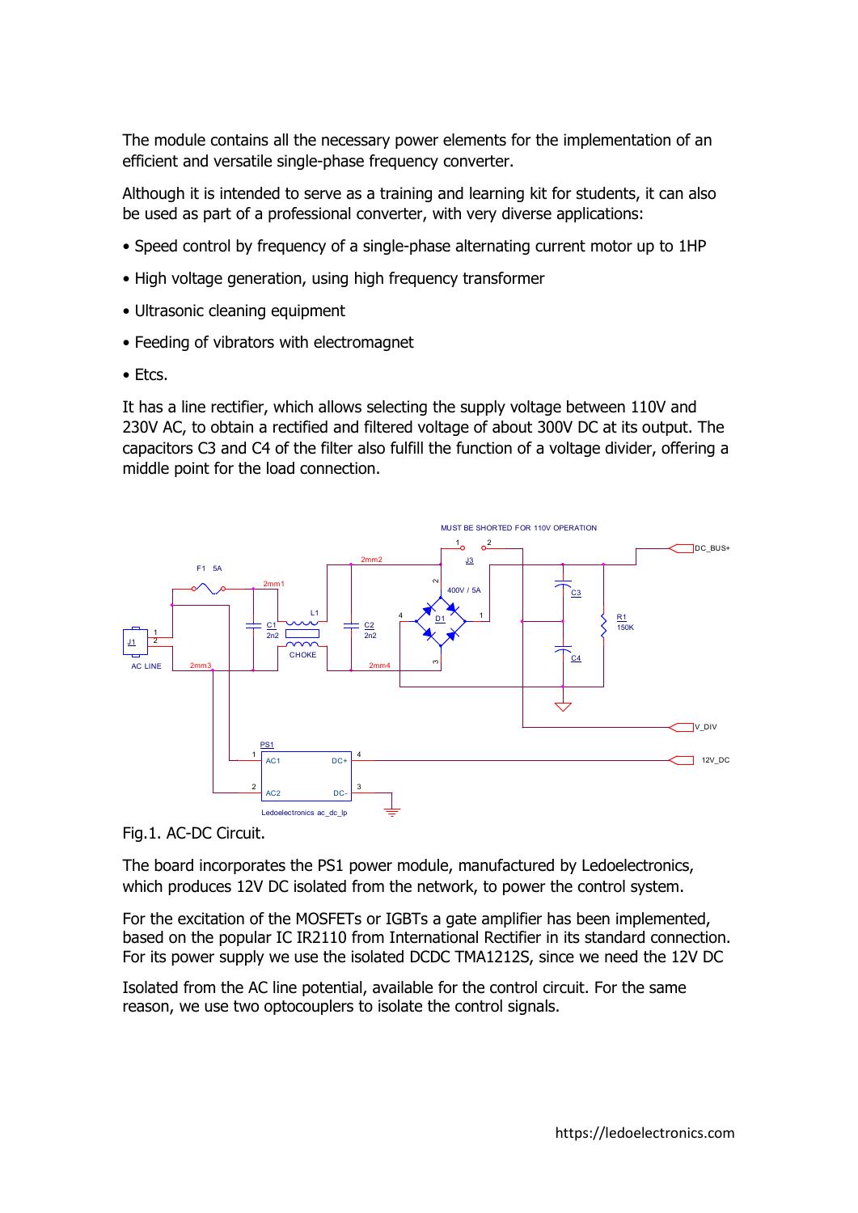The module contains all the necessary power elements for the implementation of an efficient and versatile single-phase frequency converter.

Although it is intended to serve as a training and learning kit for students, it can also be used as part of a professional converter, with very diverse applications:

- Speed control by frequency of a single-phase alternating current motor up to 1HP
- High voltage generation, using high frequency transformer
- Ultrasonic cleaning equipment
- Feeding of vibrators with electromagnet
- Etcs.

It has a line rectifier, which allows selecting the supply voltage between 110V and 230V AC, to obtain a rectified and filtered voltage of about 300V DC at its output. The capacitors C3 and C4 of the filter also fulfill the function of a voltage divider, offering a middle point for the load connection.

Fig.1. AC-DC Circuit.

The board incorporates the PS1 power module, manufactured by Ledoelectronics, which produces 12V DC isolated from the network, to power the control system.

For the excitation of the MOSFETs or IGBTs a gate amplifier has been implemented, based on the popular IC IR2110 from International Rectifier in its standard connection. For its power supply we use the isolated DCDC TMA1212S, since we need the 12V DC

Isolated from the AC line potential, available for the control circuit. For the same reason, we use two optocouplers to isolate the control signals.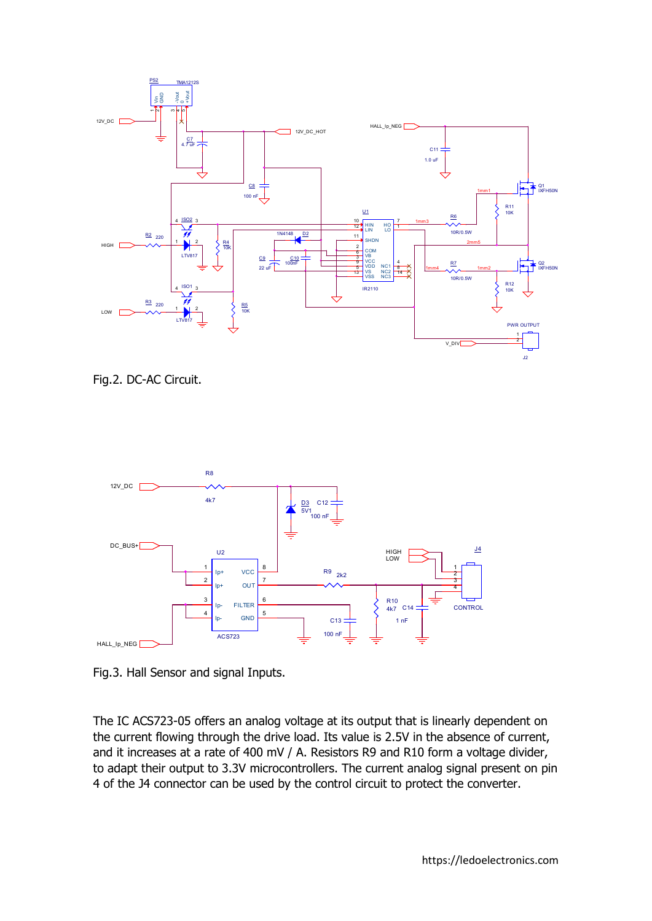Fig.2. DC-AC Circuit.

Fig.3. Hall Sensor and signal Inputs.

The IC ACS723-05 offers an analog voltage at its output that is linearly dependent on the current flowing through the drive load. Its value is 2.5V in the absence of current, and it increases at a rate of 400 mV / A. Resistors R9 and R10 form a voltage divider, to adapt their output to 3.3V microcontrollers. The current analog signal present on pin 4 of the J4 connector can be used by the control circuit to protect the converter.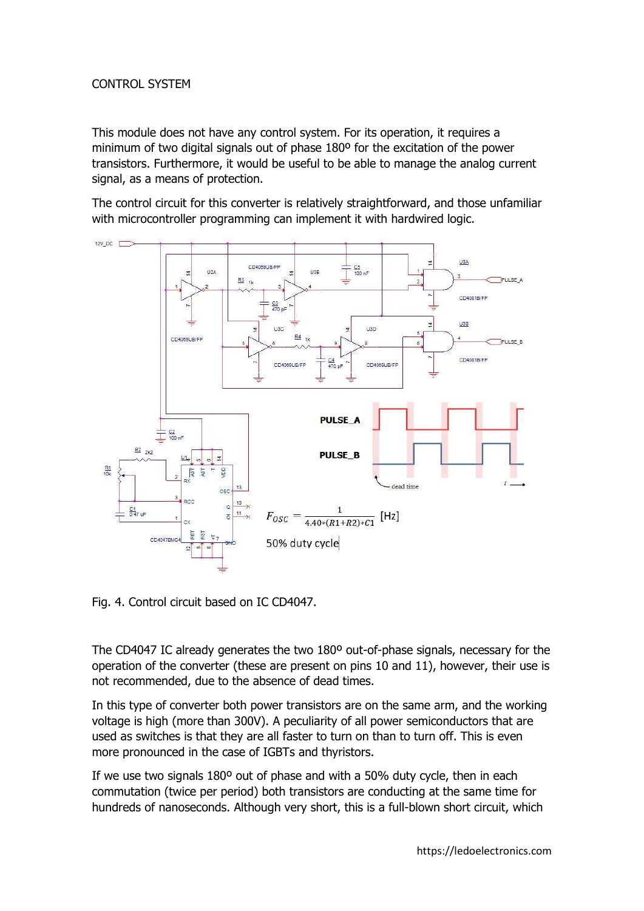## CONTROL SYSTEM

This module does not have any control system. For its operation, it requires a minimum of two digital signals out of phase 180º for the excitation of the power transistors. Furthermore, it would be useful to be able to manage the analog current signal, as a means of protection.

The control circuit for this converter is relatively straightforward, and those unfamiliar with microcontroller programming can implement it with hardwired logic.

$$F_{OSC} = \frac{1}{4.40*(R1+R2)*C1} \text{ [Hz]}$$

50% duty cycle

Fig. 4. Control circuit based on IC CD4047.

The CD4047 IC already generates the two 180º out-of-phase signals, necessary for the operation of the converter (these are present on pins 10 and 11), however, their use is not recommended, due to the absence of dead times.

In this type of converter both power transistors are on the same arm, and the working voltage is high (more than 300V). A peculiarity of all power semiconductors that are used as switches is that they are all faster to turn on than to turn off. This is even more pronounced in the case of IGBTs and thyristors.

If we use two signals 180º out of phase and with a 50% duty cycle, then in each commutation (twice per period) both transistors are conducting at the same time for hundreds of nanoseconds. Although very short, this is a full-blown short circuit, which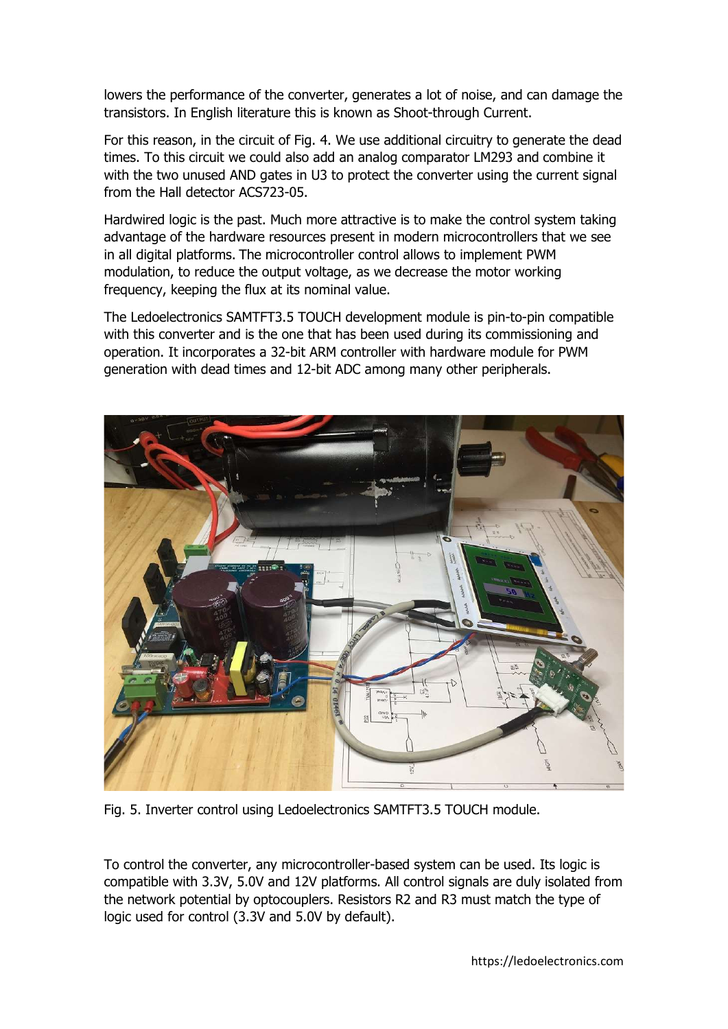lowers the performance of the converter, generates a lot of noise, and can damage the transistors. In English literature this is known as Shoot-through Current.

For this reason, in the circuit of Fig. 4. We use additional circuitry to generate the dead times. To this circuit we could also add an analog comparator LM293 and combine it with the two unused AND gates in U3 to protect the converter using the current signal from the Hall detector ACS723-05.

Hardwired logic is the past. Much more attractive is to make the control system taking advantage of the hardware resources present in modern microcontrollers that we see in all digital platforms. The microcontroller control allows to implement PWM modulation, to reduce the output voltage, as we decrease the motor working frequency, keeping the flux at its nominal value.

The Ledoelectronics SAMTFT3.5 TOUCH development module is pin-to-pin compatible with this converter and is the one that has been used during its commissioning and operation. It incorporates a 32-bit ARM controller with hardware module for PWM generation with dead times and 12-bit ADC among many other peripherals.

Fig. 5. Inverter control using Ledoelectronics SAMTFT3.5 TOUCH module.

To control the converter, any microcontroller-based system can be used. Its logic is compatible with 3.3V, 5.0V and 12V platforms. All control signals are duly isolated from the network potential by optocouplers. Resistors R2 and R3 must match the type of logic used for control (3.3V and 5.0V by default).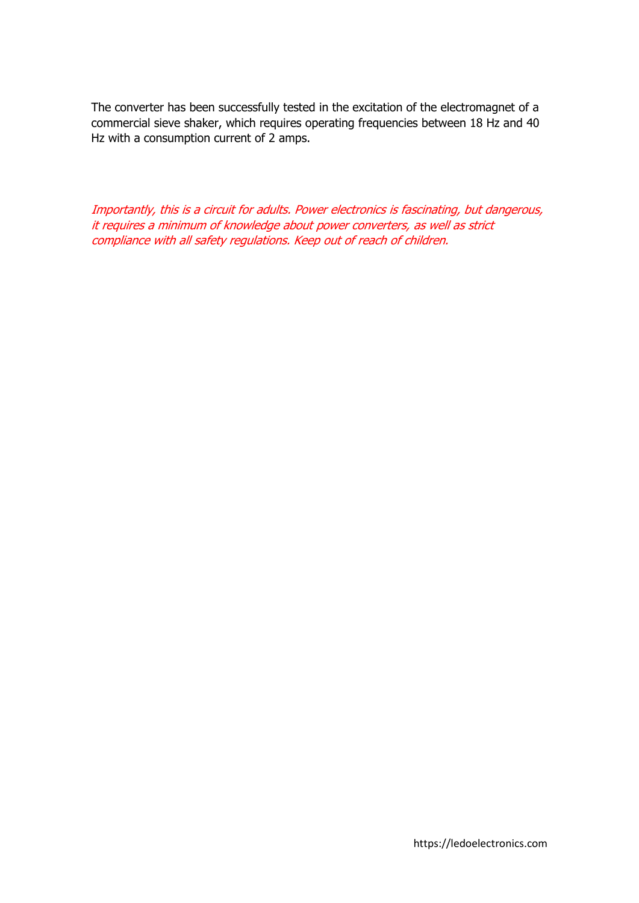The converter has been successfully tested in the excitation of the electromagnet of a commercial sieve shaker, which requires operating frequencies between 18 Hz and 40 Hz with a consumption current of 2 amps.

*Importantly, this is a circuit for adults. Power electronics is fascinating, but dangerous, it requires a minimum of knowledge about power converters, as well as strict compliance with all safety regulations. Keep out of reach of children.*